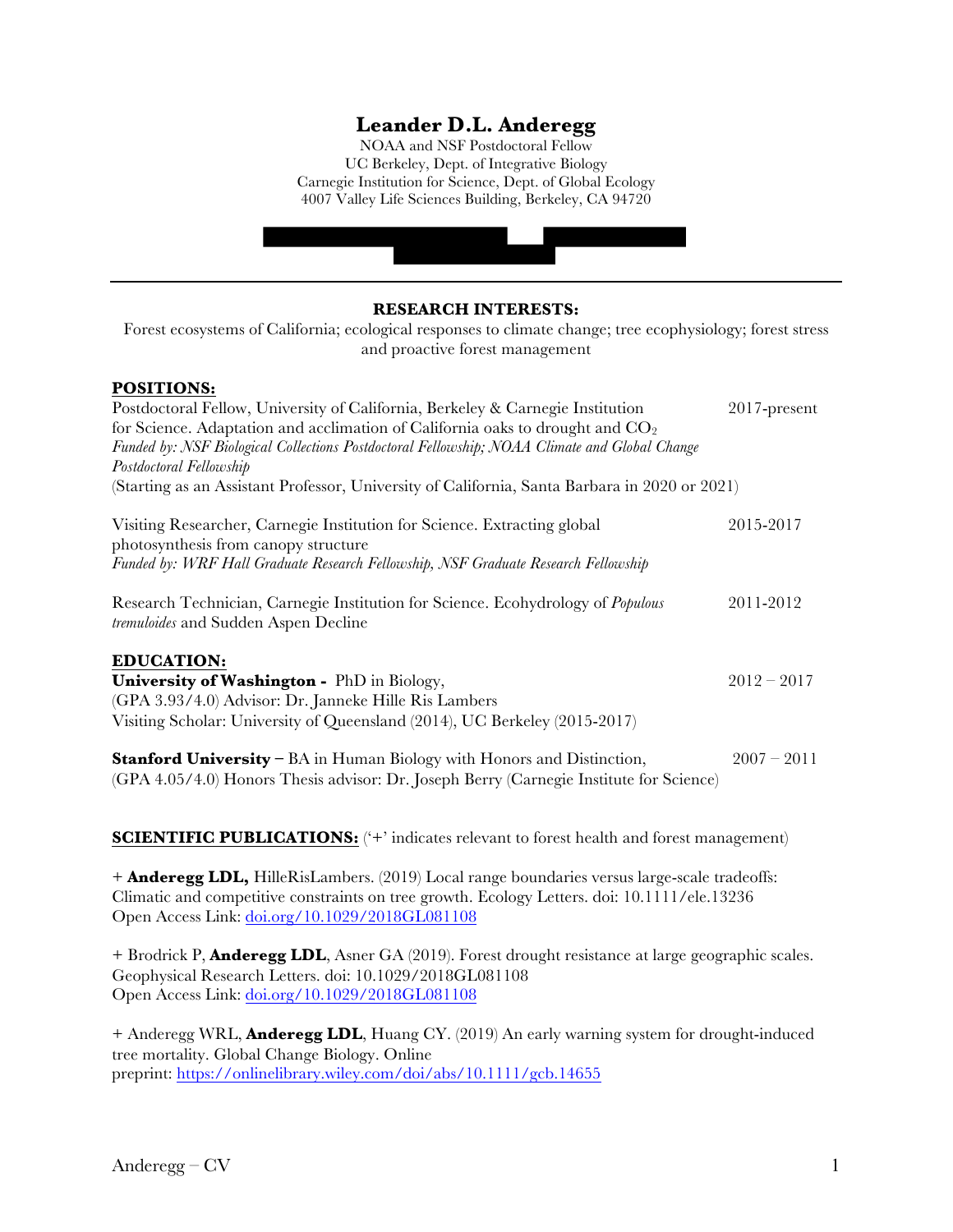# Leander D.L. Anderegg

NOAA and NSF Postdoctoral Fellow
UC Berkeley, Dept. of Integrative Biology
Carnegie Institution for Science, Dept. of Global Ecology
4007 Valley Life Sciences Building, Berkeley, CA 94720

---

## RESEARCH INTERESTS:

Forest ecosystems of California; ecological responses to climate change; tree ecophysiology; forest stress and proactive forest management

## POSITIONS:

Postdoctoral Fellow, University of California, Berkeley & Carnegie Institution for Science. Adaptation and acclimation of California oaks to drought and $CO_2$ — 2017-present
*Funded by: NSF Biological Collections Postdoctoral Fellowship; NOAA Climate and Global Change Postdoctoral Fellowship*
(Starting as an Assistant Professor, University of California, Santa Barbara in 2020 or 2021)

Visiting Researcher, Carnegie Institution for Science. Extracting global photosynthesis from canopy structure — 2015-2017
*Funded by: WRF Hall Graduate Research Fellowship, NSF Graduate Research Fellowship*

Research Technician, Carnegie Institution for Science. Ecohydrology of *Populous tremuloides* and Sudden Aspen Decline — 2011-2012

## EDUCATION:

**University of Washington -** PhD in Biology, — 2012 – 2017
(GPA 3.93/4.0) Advisor: Dr. Janneke Hille Ris Lambers
Visiting Scholar: University of Queensland (2014), UC Berkeley (2015-2017)

**Stanford University** – BA in Human Biology with Honors and Distinction, — 2007 – 2011
(GPA 4.05/4.0) Honors Thesis advisor: Dr. Joseph Berry (Carnegie Institute for Science)

## SCIENTIFIC PUBLICATIONS: ('+' indicates relevant to forest health and forest management)

+ **Anderegg LDL,** HilleRisLambers. (2019) Local range boundaries versus large-scale tradeoffs: Climatic and competitive constraints on tree growth. Ecology Letters. doi: 10.1111/ele.13236
Open Access Link: [doi.org/10.1029/2018GL081108](https://doi.org/10.1029/2018GL081108)

+ Brodrick P, **Anderegg LDL**, Asner GA (2019). Forest drought resistance at large geographic scales. Geophysical Research Letters. doi: 10.1029/2018GL081108
Open Access Link: [doi.org/10.1029/2018GL081108](https://doi.org/10.1029/2018GL081108)

+ Anderegg WRL, **Anderegg LDL**, Huang CY. (2019) An early warning system for drought-induced tree mortality. Global Change Biology. Online
preprint: [https://onlinelibrary.wiley.com/doi/abs/10.1111/gcb.14655](https://onlinelibrary.wiley.com/doi/abs/10.1111/gcb.14655)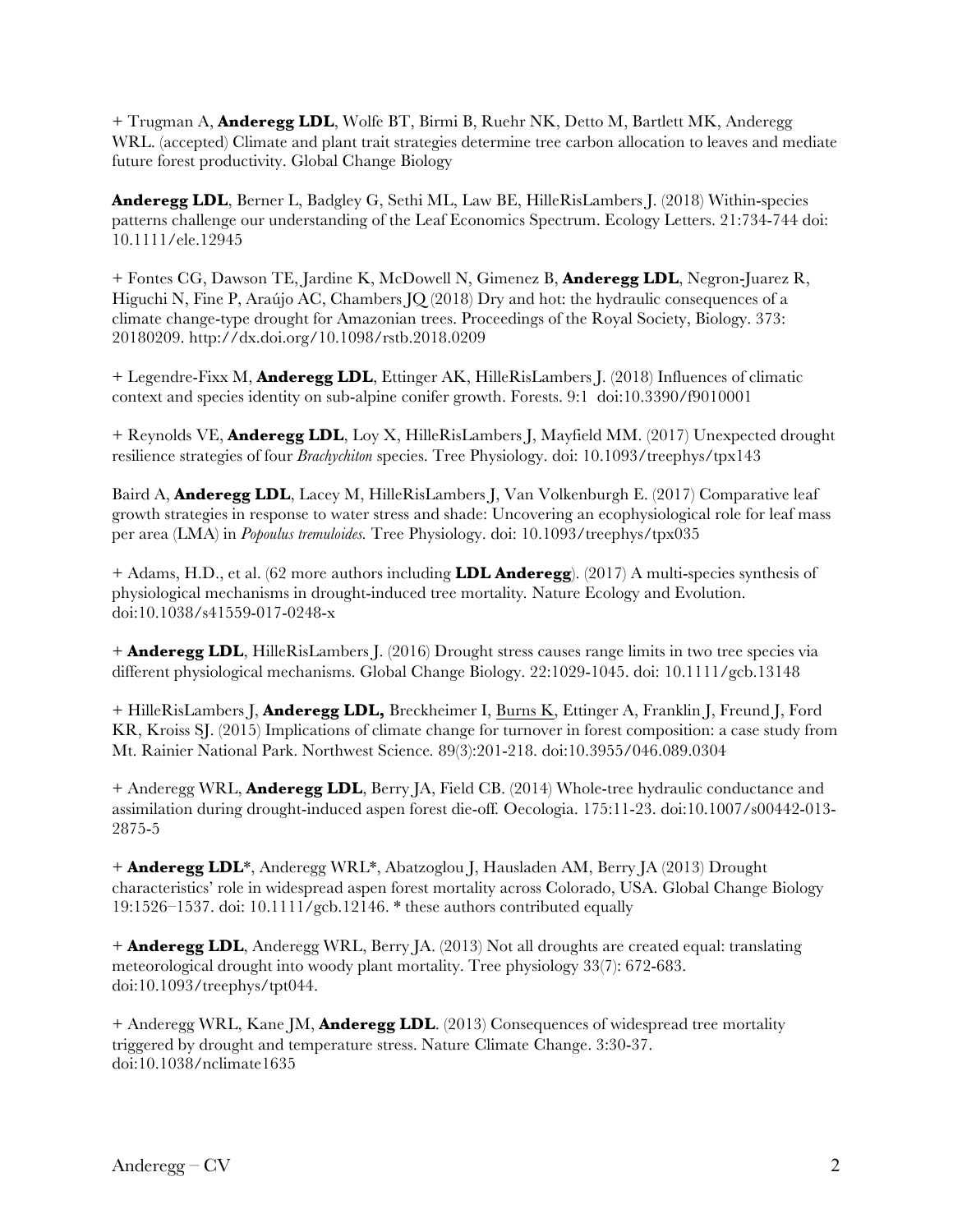+ Trugman A, **Anderegg LDL**, Wolfe BT, Birmi B, Ruehr NK, Detto M, Bartlett MK, Anderegg WRL. (accepted) Climate and plant trait strategies determine tree carbon allocation to leaves and mediate future forest productivity. Global Change Biology

**Anderegg LDL**, Berner L, Badgley G, Sethi ML, Law BE, HilleRisLambers J. (2018) Within-species patterns challenge our understanding of the Leaf Economics Spectrum. Ecology Letters. 21:734-744 doi: 10.1111/ele.12945

+ Fontes CG, Dawson TE, Jardine K, McDowell N, Gimenez B, **Anderegg LDL**, Negron-Juarez R, Higuchi N, Fine P, Araújo AC, Chambers JQ (2018) Dry and hot: the hydraulic consequences of a climate change-type drought for Amazonian trees. Proceedings of the Royal Society, Biology. 373: 20180209. http://dx.doi.org/10.1098/rstb.2018.0209

+ Legendre-Fixx M, **Anderegg LDL**, Ettinger AK, HilleRisLambers J. (2018) Influences of climatic context and species identity on sub-alpine conifer growth. Forests. 9:1 doi:10.3390/f9010001

+ Reynolds VE, **Anderegg LDL**, Loy X, HilleRisLambers J, Mayfield MM. (2017) Unexpected drought resilience strategies of four *Brachychiton* species. Tree Physiology. doi: 10.1093/treephys/tpx143

Baird A, **Anderegg LDL**, Lacey M, HilleRisLambers J, Van Volkenburgh E. (2017) Comparative leaf growth strategies in response to water stress and shade: Uncovering an ecophysiological role for leaf mass per area (LMA) in *Popoulus tremuloides.* Tree Physiology. doi: 10.1093/treephys/tpx035

+ Adams, H.D., et al. (62 more authors including **LDL Anderegg**). (2017) A multi-species synthesis of physiological mechanisms in drought-induced tree mortality. Nature Ecology and Evolution. doi:10.1038/s41559-017-0248-x

+ **Anderegg LDL**, HilleRisLambers J. (2016) Drought stress causes range limits in two tree species via different physiological mechanisms. Global Change Biology. 22:1029-1045. doi: 10.1111/gcb.13148

+ HilleRisLambers J, **Anderegg LDL,** Breckheimer I, Burns K, Ettinger A, Franklin J, Freund J, Ford KR, Kroiss SJ. (2015) Implications of climate change for turnover in forest composition: a case study from Mt. Rainier National Park. Northwest Science. 89(3):201-218. doi:10.3955/046.089.0304

+ Anderegg WRL, **Anderegg LDL**, Berry JA, Field CB. (2014) Whole-tree hydraulic conductance and assimilation during drought-induced aspen forest die-off. Oecologia. 175:11-23. doi:10.1007/s00442-013-2875-5

+ **Anderegg LDL***, Anderegg WRL*, Abatzoglou J, Hausladen AM, Berry JA (2013) Drought characteristics' role in widespread aspen forest mortality across Colorado, USA. Global Change Biology 19:1526–1537. doi: 10.1111/gcb.12146. * these authors contributed equally

+ **Anderegg LDL**, Anderegg WRL, Berry JA. (2013) Not all droughts are created equal: translating meteorological drought into woody plant mortality. Tree physiology 33(7): 672-683. doi:10.1093/treephys/tpt044.

+ Anderegg WRL, Kane JM, **Anderegg LDL**. (2013) Consequences of widespread tree mortality triggered by drought and temperature stress. Nature Climate Change. 3:30-37. doi:10.1038/nclimate1635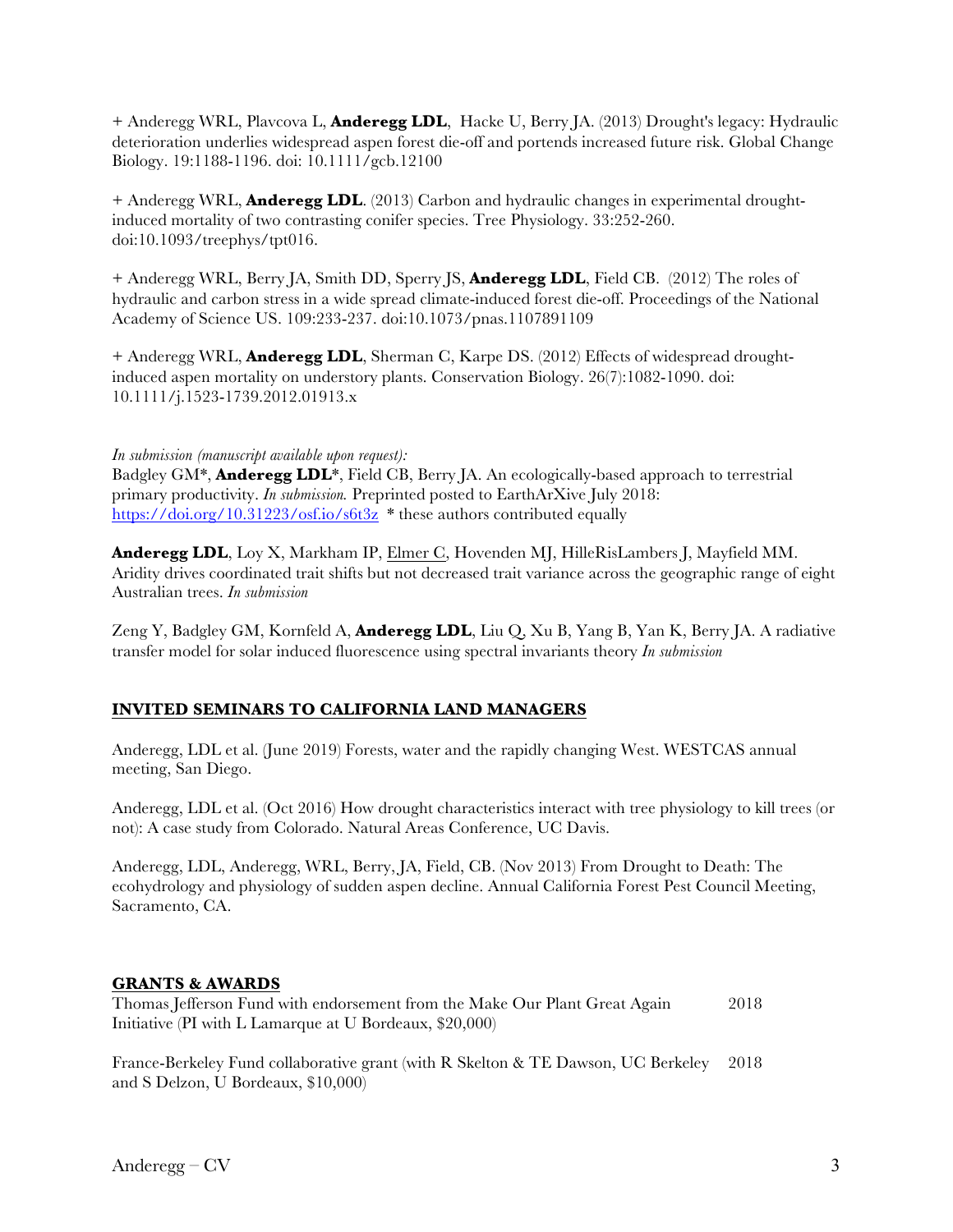+ Anderegg WRL, Plavcova L, **Anderegg LDL**, Hacke U, Berry JA. (2013) Drought's legacy: Hydraulic deterioration underlies widespread aspen forest die-off and portends increased future risk. Global Change Biology. 19:1188-1196. doi: 10.1111/gcb.12100

+ Anderegg WRL, **Anderegg LDL**. (2013) Carbon and hydraulic changes in experimental drought-induced mortality of two contrasting conifer species. Tree Physiology. 33:252-260. doi:10.1093/treephys/tpt016.

+ Anderegg WRL, Berry JA, Smith DD, Sperry JS, **Anderegg LDL**, Field CB. (2012) The roles of hydraulic and carbon stress in a wide spread climate-induced forest die-off. Proceedings of the National Academy of Science US. 109:233-237. doi:10.1073/pnas.1107891109

+ Anderegg WRL, **Anderegg LDL**, Sherman C, Karpe DS. (2012) Effects of widespread drought-induced aspen mortality on understory plants. Conservation Biology. 26(7):1082-1090. doi: 10.1111/j.1523-1739.2012.01913.x

*In submission (manuscript available upon request):*
Badgley GM*, **Anderegg LDL***, Field CB, Berry JA. An ecologically-based approach to terrestrial primary productivity. *In submission.* Preprinted posted to EarthArXive July 2018: https://doi.org/10.31223/osf.io/s6t3z * these authors contributed equally

**Anderegg LDL**, Loy X, Markham IP, Elmer C, Hovenden MJ, HilleRisLambers J, Mayfield MM. Aridity drives coordinated trait shifts but not decreased trait variance across the geographic range of eight Australian trees. *In submission*

Zeng Y, Badgley GM, Kornfeld A, **Anderegg LDL**, Liu Q, Xu B, Yang B, Yan K, Berry JA. A radiative transfer model for solar induced fluorescence using spectral invariants theory *In submission*

## INVITED SEMINARS TO CALIFORNIA LAND MANAGERS

Anderegg, LDL et al. (June 2019) Forests, water and the rapidly changing West. WESTCAS annual meeting, San Diego.

Anderegg, LDL et al. (Oct 2016) How drought characteristics interact with tree physiology to kill trees (or not): A case study from Colorado. Natural Areas Conference, UC Davis.

Anderegg, LDL, Anderegg, WRL, Berry, JA, Field, CB. (Nov 2013) From Drought to Death: The ecohydrology and physiology of sudden aspen decline. Annual California Forest Pest Council Meeting, Sacramento, CA.

## GRANTS & AWARDS

Thomas Jefferson Fund with endorsement from the Make Our Plant Great Again Initiative (PI with L Lamarque at U Bordeaux, $20,000) — 2018

France-Berkeley Fund collaborative grant (with R Skelton & TE Dawson, UC Berkeley and S Delzon, U Bordeaux, $10,000) — 2018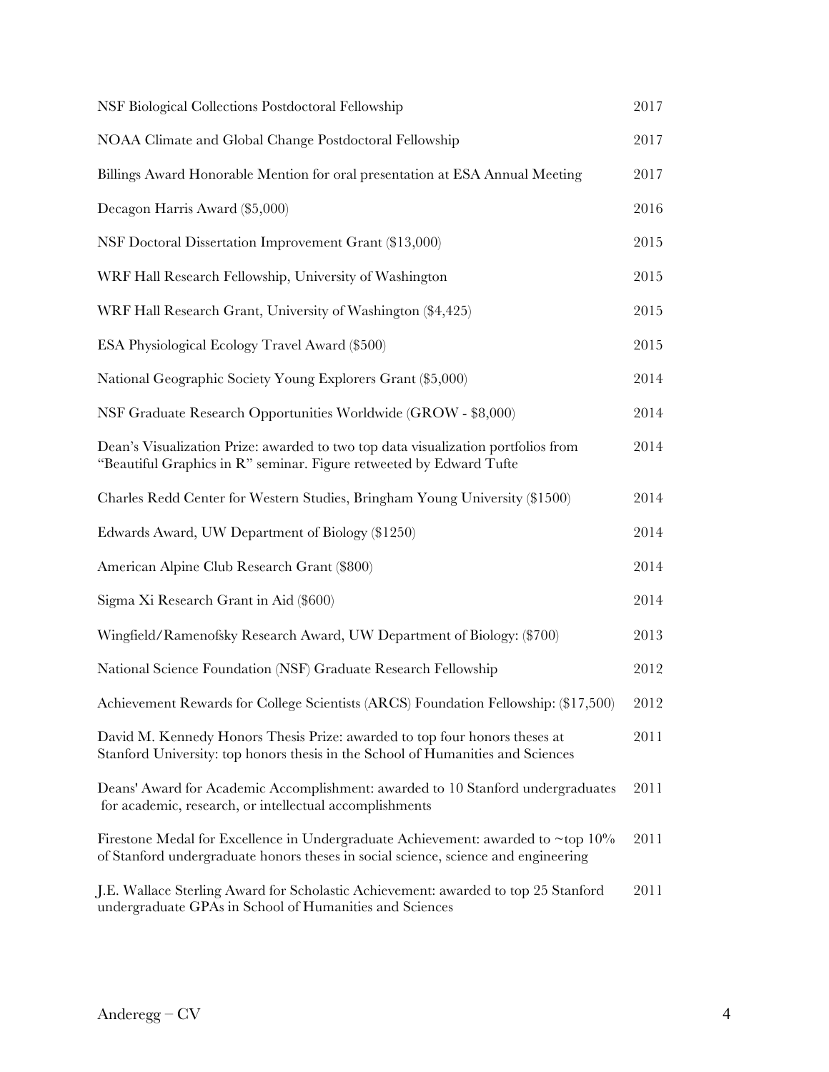| | |
|---|---|
| NSF Biological Collections Postdoctoral Fellowship | 2017 |
| NOAA Climate and Global Change Postdoctoral Fellowship | 2017 |
| Billings Award Honorable Mention for oral presentation at ESA Annual Meeting | 2017 |
| Decagon Harris Award ($5,000) | 2016 |
| NSF Doctoral Dissertation Improvement Grant ($13,000) | 2015 |
| WRF Hall Research Fellowship, University of Washington | 2015 |
| WRF Hall Research Grant, University of Washington ($4,425) | 2015 |
| ESA Physiological Ecology Travel Award ($500) | 2015 |
| National Geographic Society Young Explorers Grant ($5,000) | 2014 |
| NSF Graduate Research Opportunities Worldwide (GROW - $8,000) | 2014 |
| Dean's Visualization Prize: awarded to two top data visualization portfolios from "Beautiful Graphics in R" seminar. Figure retweeted by Edward Tufte | 2014 |
| Charles Redd Center for Western Studies, Bringham Young University ($1500) | 2014 |
| Edwards Award, UW Department of Biology ($1250) | 2014 |
| American Alpine Club Research Grant ($800) | 2014 |
| Sigma Xi Research Grant in Aid ($600) | 2014 |
| Wingfield/Ramenofsky Research Award, UW Department of Biology: ($700) | 2013 |
| National Science Foundation (NSF) Graduate Research Fellowship | 2012 |
| Achievement Rewards for College Scientists (ARCS) Foundation Fellowship: ($17,500) | 2012 |
| David M. Kennedy Honors Thesis Prize: awarded to top four honors theses at Stanford University: top honors thesis in the School of Humanities and Sciences | 2011 |
| Deans' Award for Academic Accomplishment: awarded to 10 Stanford undergraduates for academic, research, or intellectual accomplishments | 2011 |
| Firestone Medal for Excellence in Undergraduate Achievement: awarded to ~top 10% of Stanford undergraduate honors theses in social science, science and engineering | 2011 |
| J.E. Wallace Sterling Award for Scholastic Achievement: awarded to top 25 Stanford undergraduate GPAs in School of Humanities and Sciences | 2011 |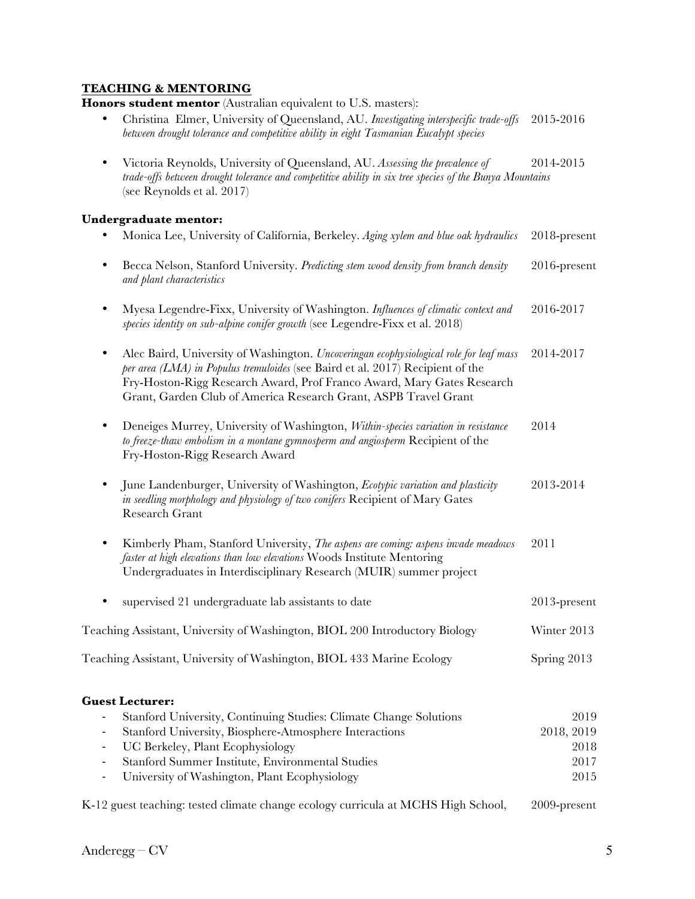## TEACHING & MENTORING

**Honors student mentor** (Australian equivalent to U.S. masters):

- Christina Elmer, University of Queensland, AU. *Investigating interspecific trade-offs between drought tolerance and competitive ability in eight Tasmanian Eucalypt species* 2015-2016
- Victoria Reynolds, University of Queensland, AU. *Assessing the prevalence of trade-offs between drought tolerance and competitive ability in six tree species of the Bunya Mountains* (see Reynolds et al. 2017) 2014-2015

**Undergraduate mentor:**

- Monica Lee, University of California, Berkeley. *Aging xylem and blue oak hydraulics* 2018-present
- Becca Nelson, Stanford University. *Predicting stem wood density from branch density and plant characteristics* 2016-present
- Myesa Legendre-Fixx, University of Washington. *Influences of climatic context and species identity on sub-alpine conifer growth* (see Legendre-Fixx et al. 2018) 2016-2017
- Alec Baird, University of Washington. *Uncoveringan ecophysiological role for leaf mass per area (LMA) in Populus tremuloides* (see Baird et al. 2017) Recipient of the Fry-Hoston-Rigg Research Award, Prof Franco Award, Mary Gates Research Grant, Garden Club of America Research Grant, ASPB Travel Grant 2014-2017
- Deneiges Murrey, University of Washington, *Within-species variation in resistance to freeze-thaw embolism in a montane gymnosperm and angiosperm* Recipient of the Fry-Hoston-Rigg Research Award 2014
- June Landenburger, University of Washington, *Ecotypic variation and plasticity in seedling morphology and physiology of two conifers* Recipient of Mary Gates Research Grant 2013-2014
- Kimberly Pham, Stanford University, *The aspens are coming: aspens invade meadows faster at high elevations than low elevations* Woods Institute Mentoring Undergraduates in Interdisciplinary Research (MUIR) summer project 2011
- supervised 21 undergraduate lab assistants to date 2013-present

Teaching Assistant, University of Washington, BIOL 200 Introductory Biology Winter 2013

Teaching Assistant, University of Washington, BIOL 433 Marine Ecology Spring 2013

**Guest Lecturer:**

- Stanford University, Continuing Studies: Climate Change Solutions 2019
- Stanford University, Biosphere-Atmosphere Interactions 2018, 2019
- UC Berkeley, Plant Ecophysiology 2018
- Stanford Summer Institute, Environmental Studies 2017
- University of Washington, Plant Ecophysiology 2015

K-12 guest teaching: tested climate change ecology curricula at MCHS High School, 2009-present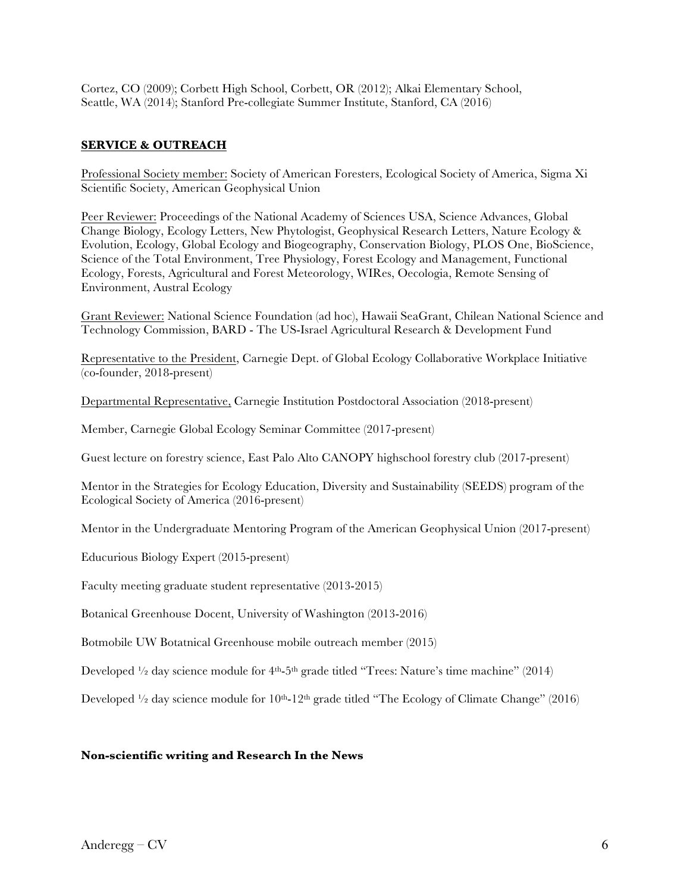Cortez, CO (2009); Corbett High School, Corbett, OR (2012); Alkai Elementary School, Seattle, WA (2014); Stanford Pre-collegiate Summer Institute, Stanford, CA (2016)

## SERVICE & OUTREACH

Professional Society member: Society of American Foresters, Ecological Society of America, Sigma Xi Scientific Society, American Geophysical Union

Peer Reviewer: Proceedings of the National Academy of Sciences USA, Science Advances, Global Change Biology, Ecology Letters, New Phytologist, Geophysical Research Letters, Nature Ecology & Evolution, Ecology, Global Ecology and Biogeography, Conservation Biology, PLOS One, BioScience, Science of the Total Environment, Tree Physiology, Forest Ecology and Management, Functional Ecology, Forests, Agricultural and Forest Meteorology, WIRes, Oecologia, Remote Sensing of Environment, Austral Ecology

Grant Reviewer: National Science Foundation (ad hoc), Hawaii SeaGrant, Chilean National Science and Technology Commission, BARD - The US-Israel Agricultural Research & Development Fund

Representative to the President, Carnegie Dept. of Global Ecology Collaborative Workplace Initiative (co-founder, 2018-present)

Departmental Representative, Carnegie Institution Postdoctoral Association (2018-present)

Member, Carnegie Global Ecology Seminar Committee (2017-present)

Guest lecture on forestry science, East Palo Alto CANOPY highschool forestry club (2017-present)

Mentor in the Strategies for Ecology Education, Diversity and Sustainability (SEEDS) program of the Ecological Society of America (2016-present)

Mentor in the Undergraduate Mentoring Program of the American Geophysical Union (2017-present)

Educurious Biology Expert (2015-present)

Faculty meeting graduate student representative (2013-2015)

Botanical Greenhouse Docent, University of Washington (2013-2016)

Botmobile UW Botatnical Greenhouse mobile outreach member (2015)

Developed ½ day science module for $4^{th}$-$5^{th}$ grade titled "Trees: Nature's time machine" (2014)

Developed ½ day science module for $10^{th}$-$12^{th}$ grade titled "The Ecology of Climate Change" (2016)

### Non-scientific writing and Research In the News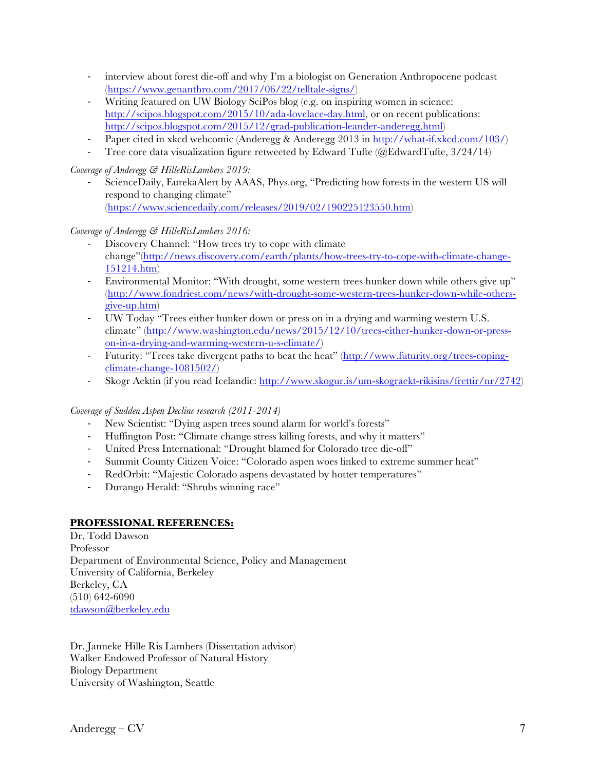- interview about forest die-off and why I'm a biologist on Generation Anthropocene podcast (https://www.genanthro.com/2017/06/22/telltale-signs/)
- Writing featured on UW Biology SciPos blog (e.g. on inspiring women in science: http://scipos.blogspot.com/2015/10/ada-lovelace-day.html, or on recent publications: http://scipos.blogspot.com/2015/12/grad-publication-leander-anderegg.html)
- Paper cited in xkcd webcomic (Anderegg & Anderegg 2013 in http://what-if.xkcd.com/103/)
- Tree core data visualization figure retweeted by Edward Tufte (@EdwardTufte, 3/24/14)

*Coverage of Anderegg & HilleRisLambers 2019:*

- ScienceDaily, EurekaAlert by AAAS, Phys.org, "Predicting how forests in the western US will respond to changing climate" (https://www.sciencedaily.com/releases/2019/02/190225123550.htm)

*Coverage of Anderegg & HilleRisLambers 2016:*

- Discovery Channel: "How trees try to cope with climate change"(http://news.discovery.com/earth/plants/how-trees-try-to-cope-with-climate-change-151214.htm)
- Environmental Monitor: "With drought, some western trees hunker down while others give up" (http://www.fondriest.com/news/with-drought-some-western-trees-hunker-down-while-others-give-up.htm)
- UW Today "Trees either hunker down or press on in a drying and warming western U.S. climate" (http://www.washington.edu/news/2015/12/10/trees-either-hunker-down-or-press-on-in-a-drying-and-warming-western-u-s-climate/)
- Futurity: "Trees take divergent paths to beat the heat" (http://www.futurity.org/trees-coping-climate-change-1081502/)
- Skogr Aektin (if you read Icelandic: http://www.skogur.is/um-skograekt-rikisins/frettir/nr/2742)

*Coverage of Sudden Aspen Decline research (2011-2014)*

- New Scientist: "Dying aspen trees sound alarm for world's forests"
- Huffington Post: "Climate change stress killing forests, and why it matters"
- United Press International: "Drought blamed for Colorado tree die-off"
- Summit County Citizen Voice: "Colorado aspen woes linked to extreme summer heat"
- RedOrbit: "Majestic Colorado aspens devastated by hotter temperatures"
- Durango Herald: "Shrubs winning race"

## PROFESSIONAL REFERENCES:

Dr. Todd Dawson
Professor
Department of Environmental Science, Policy and Management
University of California, Berkeley
Berkeley, CA
(510) 642-6090
tdawson@berkeley.edu

Dr. Janneke Hille Ris Lambers (Dissertation advisor)
Walker Endowed Professor of Natural History
Biology Department
University of Washington, Seattle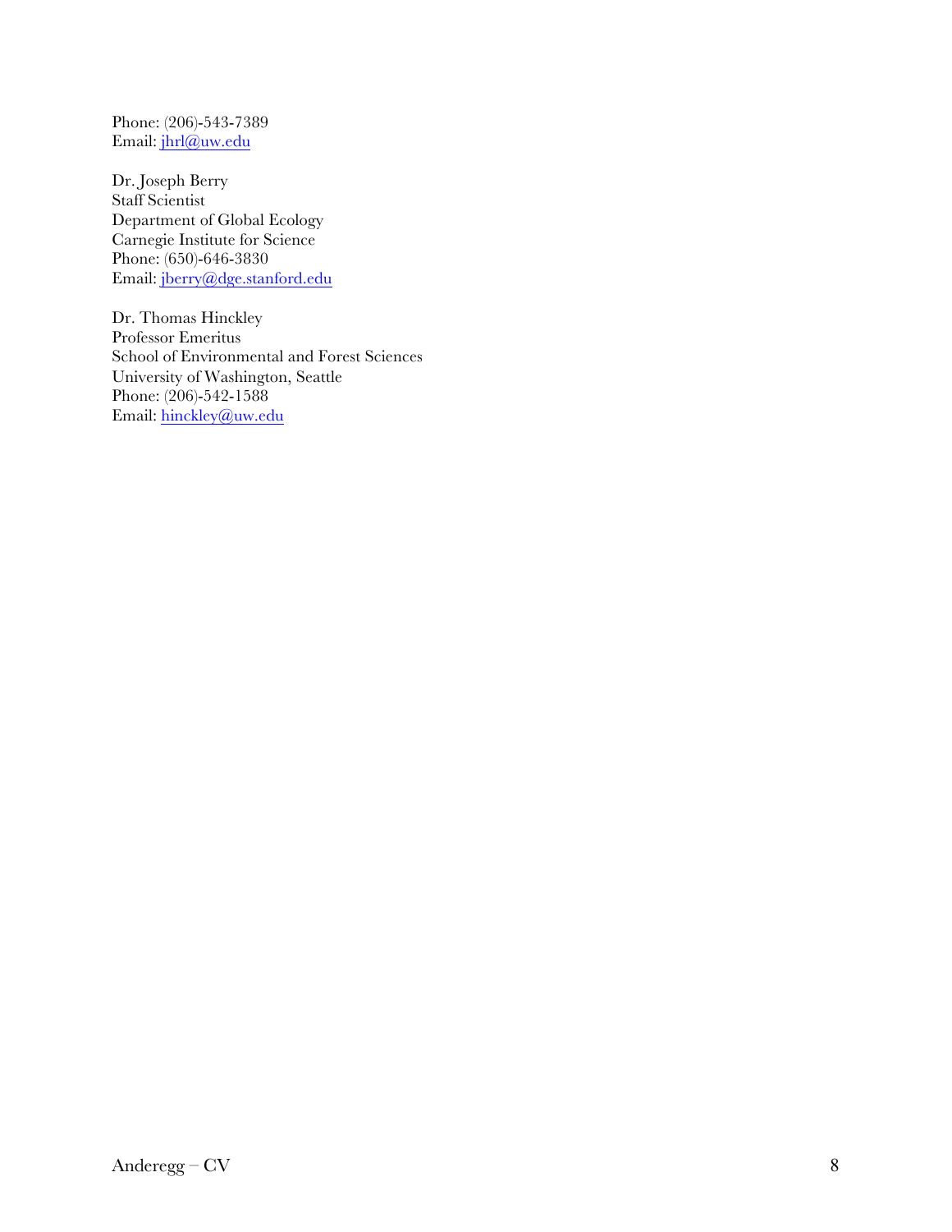Phone: (206)-543-7389
Email: jhrl@uw.edu

Dr. Joseph Berry
Staff Scientist
Department of Global Ecology
Carnegie Institute for Science
Phone: (650)-646-3830
Email: jberry@dge.stanford.edu

Dr. Thomas Hinckley
Professor Emeritus
School of Environmental and Forest Sciences
University of Washington, Seattle
Phone: (206)-542-1588
Email: hinckley@uw.edu